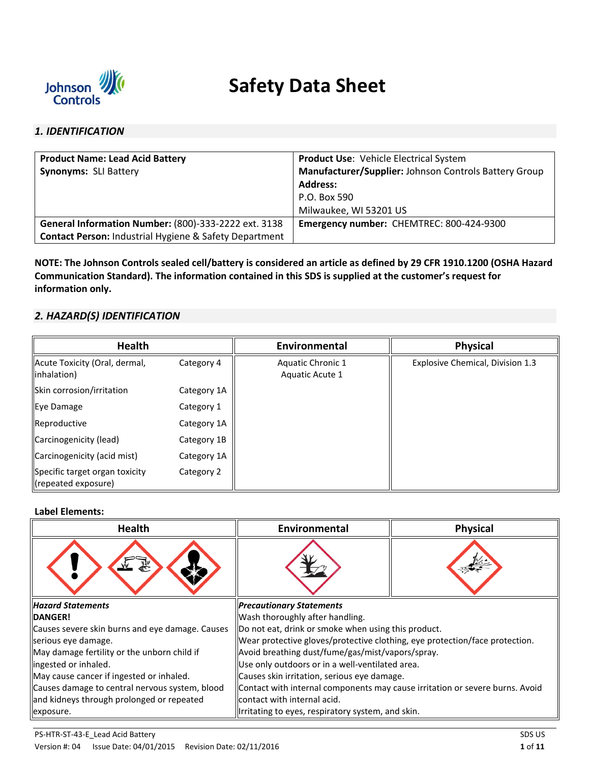# Safety Data Sheet

## 1. IDENTIFICATION

| **Product Name: Lead Acid Battery**<br>**Synonyms:** SLI Battery | **Product Use**: Vehicle Electrical System<br>**Manufacturer/Supplier:** Johnson Controls Battery Group<br>**Address:**<br>P.O. Box 590<br>Milwaukee, WI 53201 US |
|---|---|
| **General Information Number:** (800)-333-2222 ext. 3138<br>**Contact Person:** Industrial Hygiene & Safety Department | **Emergency number:** CHEMTREC: 800-424-9300 |

**NOTE: The Johnson Controls sealed cell/battery is considered an article as defined by 29 CFR 1910.1200 (OSHA Hazard Communication Standard). The information contained in this SDS is supplied at the customer's request for information only.**

## 2. HAZARD(S) IDENTIFICATION

| Health | | Environmental | Physical |
|---|---|---|---|
| Acute Toxicity (Oral, dermal, inhalation) | Category 4 | Aquatic Chronic 1<br>Aquatic Acute 1 | Explosive Chemical, Division 1.3 |
| Skin corrosion/irritation | Category 1A | | |
| Eye Damage | Category 1 | | |
| Reproductive | Category 1A | | |
| Carcinogenicity (lead) | Category 1B | | |
| Carcinogenicity (acid mist) | Category 1A | | |
| Specific target organ toxicity (repeated exposure) | Category 2 | | |

**Label Elements:**

| Health | Environmental | Physical |
|---|---|---|
| | | |

| *Hazard Statements* | *Precautionary Statements* |
|---|---|
| **DANGER!**<br>Causes severe skin burns and eye damage. Causes serious eye damage.<br>May damage fertility or the unborn child if ingested or inhaled.<br>May cause cancer if ingested or inhaled.<br>Causes damage to central nervous system, blood and kidneys through prolonged or repeated exposure. | Wash thoroughly after handling.<br>Do not eat, drink or smoke when using this product.<br>Wear protective gloves/protective clothing, eye protection/face protection.<br>Avoid breathing dust/fume/gas/mist/vapors/spray.<br>Use only outdoors or in a well-ventilated area.<br>Causes skin irritation, serious eye damage.<br>Contact with internal components may cause irritation or severe burns. Avoid contact with internal acid.<br>Irritating to eyes, respiratory system, and skin. |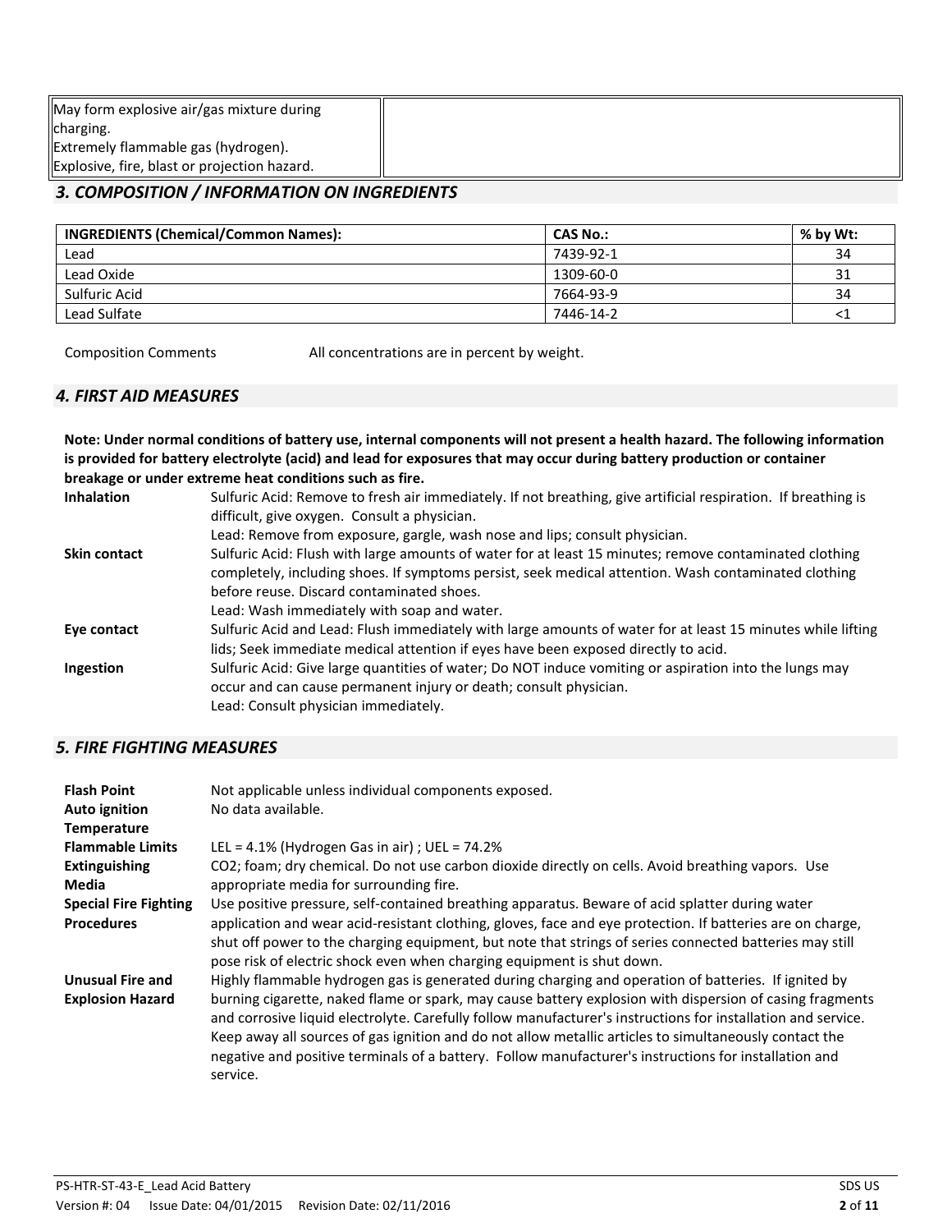| May form explosive air/gas mixture during charging. Extremely flammable gas (hydrogen). Explosive, fire, blast or projection hazard. | |
|---|---|

## 3. COMPOSITION / INFORMATION ON INGREDIENTS

| INGREDIENTS (Chemical/Common Names): | CAS No.: | % by Wt: |
|---|---|---|
| Lead | 7439-92-1 | 34 |
| Lead Oxide | 1309-60-0 | 31 |
| Sulfuric Acid | 7664-93-9 | 34 |
| Lead Sulfate | 7446-14-2 | <1 |

Composition Comments　　All concentrations are in percent by weight.

## 4. FIRST AID MEASURES

**Note: Under normal conditions of battery use, internal components will not present a health hazard. The following information is provided for battery electrolyte (acid) and lead for exposures that may occur during battery production or container breakage or under extreme heat conditions such as fire.**

**Inhalation**
Sulfuric Acid: Remove to fresh air immediately. If not breathing, give artificial respiration. If breathing is difficult, give oxygen. Consult a physician.
Lead: Remove from exposure, gargle, wash nose and lips; consult physician.

**Skin contact**
Sulfuric Acid: Flush with large amounts of water for at least 15 minutes; remove contaminated clothing completely, including shoes. If symptoms persist, seek medical attention. Wash contaminated clothing before reuse. Discard contaminated shoes.
Lead: Wash immediately with soap and water.

**Eye contact**
Sulfuric Acid and Lead: Flush immediately with large amounts of water for at least 15 minutes while lifting lids; Seek immediate medical attention if eyes have been exposed directly to acid.

**Ingestion**
Sulfuric Acid: Give large quantities of water; Do NOT induce vomiting or aspiration into the lungs may occur and can cause permanent injury or death; consult physician.
Lead: Consult physician immediately.

## 5. FIRE FIGHTING MEASURES

**Flash Point**
Not applicable unless individual components exposed.

**Auto ignition Temperature**
No data available.

**Flammable Limits**
LEL = 4.1% (Hydrogen Gas in air) ; UEL = 74.2%

**Extinguishing Media**
CO2; foam; dry chemical. Do not use carbon dioxide directly on cells. Avoid breathing vapors. Use appropriate media for surrounding fire.

**Special Fire Fighting Procedures**
Use positive pressure, self-contained breathing apparatus. Beware of acid splatter during water application and wear acid-resistant clothing, gloves, face and eye protection. If batteries are on charge, shut off power to the charging equipment, but note that strings of series connected batteries may still pose risk of electric shock even when charging equipment is shut down.

**Unusual Fire and Explosion Hazard**
Highly flammable hydrogen gas is generated during charging and operation of batteries. If ignited by burning cigarette, naked flame or spark, may cause battery explosion with dispersion of casing fragments and corrosive liquid electrolyte. Carefully follow manufacturer's instructions for installation and service. Keep away all sources of gas ignition and do not allow metallic articles to simultaneously contact the negative and positive terminals of a battery. Follow manufacturer's instructions for installation and service.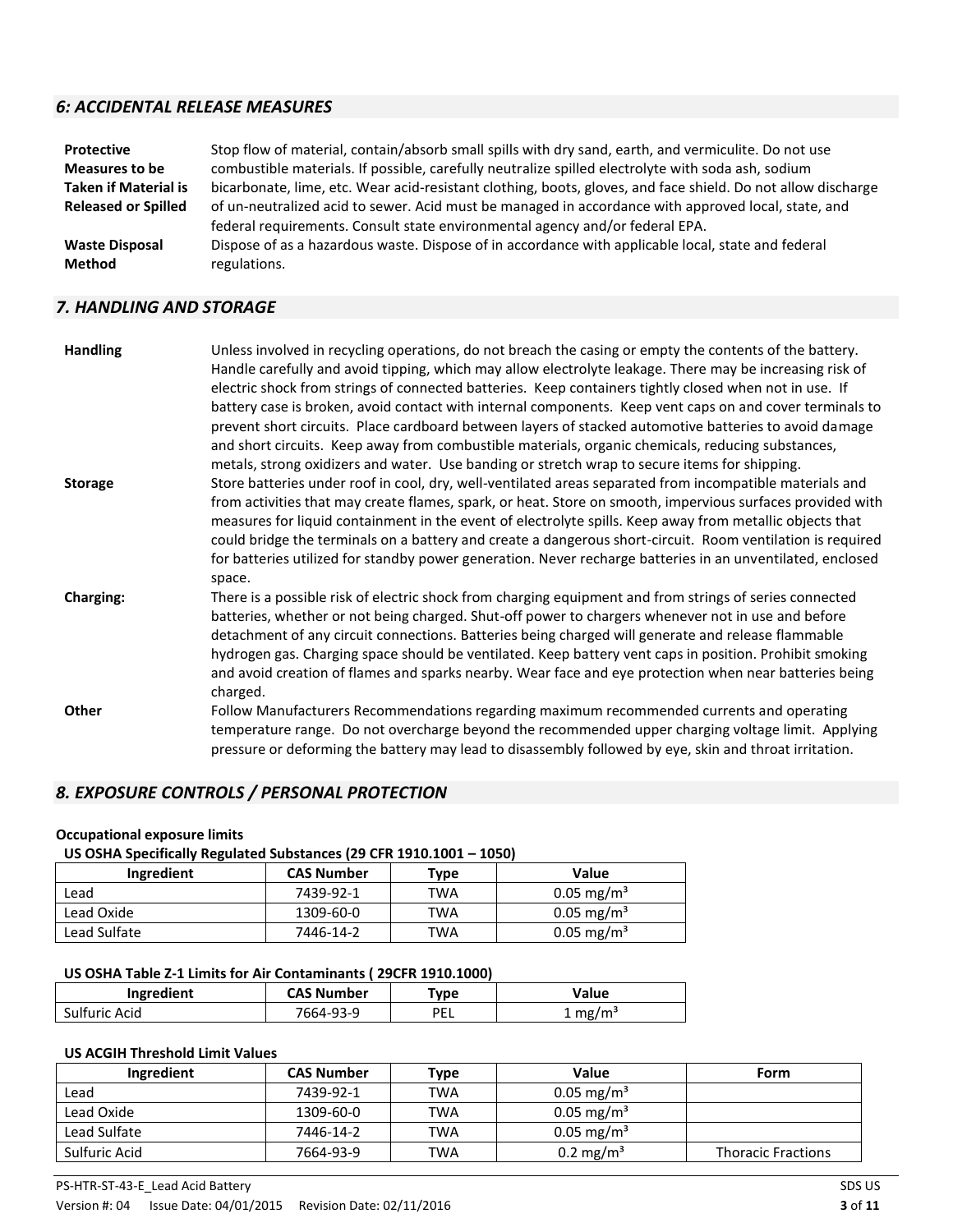## 6: ACCIDENTAL RELEASE MEASURES

| | |
|---|---|
| **Protective Measures to be Taken if Material is Released or Spilled** | Stop flow of material, contain/absorb small spills with dry sand, earth, and vermiculite. Do not use combustible materials. If possible, carefully neutralize spilled electrolyte with soda ash, sodium bicarbonate, lime, etc. Wear acid-resistant clothing, boots, gloves, and face shield. Do not allow discharge of un-neutralized acid to sewer. Acid must be managed in accordance with approved local, state, and federal requirements. Consult state environmental agency and/or federal EPA. |
| **Waste Disposal Method** | Dispose of as a hazardous waste. Dispose of in accordance with applicable local, state and federal regulations. |

## 7. HANDLING AND STORAGE

| | |
|---|---|
| **Handling** | Unless involved in recycling operations, do not breach the casing or empty the contents of the battery. Handle carefully and avoid tipping, which may allow electrolyte leakage. There may be increasing risk of electric shock from strings of connected batteries. Keep containers tightly closed when not in use. If battery case is broken, avoid contact with internal components. Keep vent caps on and cover terminals to prevent short circuits. Place cardboard between layers of stacked automotive batteries to avoid damage and short circuits. Keep away from combustible materials, organic chemicals, reducing substances, metals, strong oxidizers and water. Use banding or stretch wrap to secure items for shipping. |
| **Storage** | Store batteries under roof in cool, dry, well-ventilated areas separated from incompatible materials and from activities that may create flames, spark, or heat. Store on smooth, impervious surfaces provided with measures for liquid containment in the event of electrolyte spills. Keep away from metallic objects that could bridge the terminals on a battery and create a dangerous short-circuit. Room ventilation is required for batteries utilized for standby power generation. Never recharge batteries in an unventilated, enclosed space. |
| **Charging:** | There is a possible risk of electric shock from charging equipment and from strings of series connected batteries, whether or not being charged. Shut-off power to chargers whenever not in use and before detachment of any circuit connections. Batteries being charged will generate and release flammable hydrogen gas. Charging space should be ventilated. Keep battery vent caps in position. Prohibit smoking and avoid creation of flames and sparks nearby. Wear face and eye protection when near batteries being charged. |
| **Other** | Follow Manufacturers Recommendations regarding maximum recommended currents and operating temperature range. Do not overcharge beyond the recommended upper charging voltage limit. Applying pressure or deforming the battery may lead to disassembly followed by eye, skin and throat irritation. |

## 8. EXPOSURE CONTROLS / PERSONAL PROTECTION

**Occupational exposure limits**

**US OSHA Specifically Regulated Substances (29 CFR 1910.1001 – 1050)**

| Ingredient | CAS Number | Type | Value |
|---|---|---|---|
| Lead | 7439-92-1 | TWA | 0.05 $mg/m^3$ |
| Lead Oxide | 1309-60-0 | TWA | 0.05 $mg/m^3$ |
| Lead Sulfate | 7446-14-2 | TWA | 0.05 $mg/m^3$ |

**US OSHA Table Z-1 Limits for Air Contaminants ( 29CFR 1910.1000)**

| Ingredient | CAS Number | Type | Value |
|---|---|---|---|
| Sulfuric Acid | 7664-93-9 | PEL | 1 $mg/m^3$ |

**US ACGIH Threshold Limit Values**

| Ingredient | CAS Number | Type | Value | Form |
|---|---|---|---|---|
| Lead | 7439-92-1 | TWA | 0.05 $mg/m^3$ | |
| Lead Oxide | 1309-60-0 | TWA | 0.05 $mg/m^3$ | |
| Lead Sulfate | 7446-14-2 | TWA | 0.05 $mg/m^3$ | |
| Sulfuric Acid | 7664-93-9 | TWA | 0.2 $mg/m^3$ | Thoracic Fractions |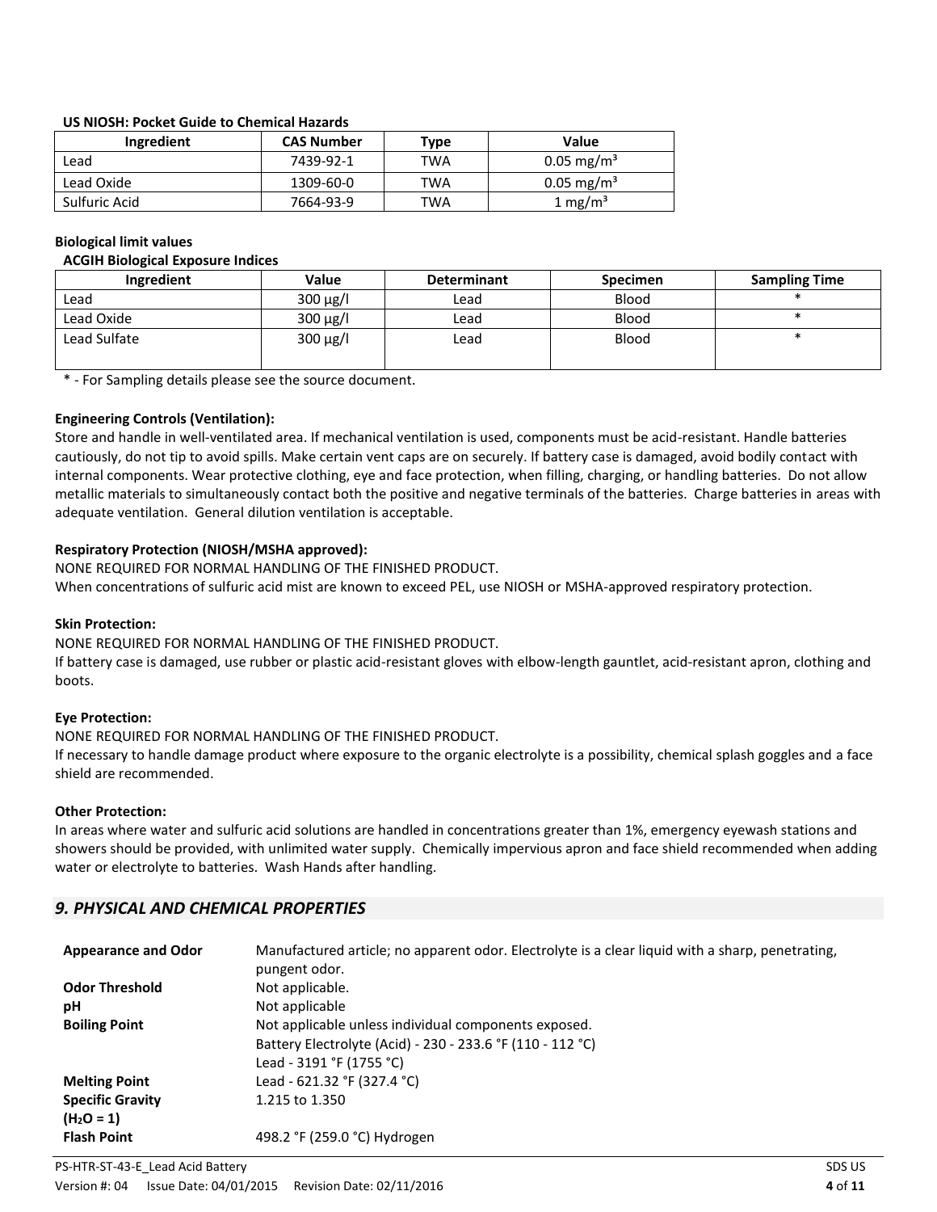**US NIOSH: Pocket Guide to Chemical Hazards**

| Ingredient | CAS Number | Type | Value |
| --- | --- | --- | --- |
| Lead | 7439-92-1 | TWA | 0.05 mg/m³ |
| Lead Oxide | 1309-60-0 | TWA | 0.05 mg/m³ |
| Sulfuric Acid | 7664-93-9 | TWA | 1 mg/m³ |

**Biological limit values**

**ACGIH Biological Exposure Indices**

| Ingredient | Value | Determinant | Specimen | Sampling Time |
| --- | --- | --- | --- | --- |
| Lead | 300 µg/l | Lead | Blood | * |
| Lead Oxide | 300 µg/l | Lead | Blood | * |
| Lead Sulfate | 300 µg/l | Lead | Blood | * |

* - For Sampling details please see the source document.

**Engineering Controls (Ventilation):**

Store and handle in well-ventilated area. If mechanical ventilation is used, components must be acid-resistant. Handle batteries cautiously, do not tip to avoid spills. Make certain vent caps are on securely. If battery case is damaged, avoid bodily contact with internal components. Wear protective clothing, eye and face protection, when filling, charging, or handling batteries. Do not allow metallic materials to simultaneously contact both the positive and negative terminals of the batteries. Charge batteries in areas with adequate ventilation. General dilution ventilation is acceptable.

**Respiratory Protection (NIOSH/MSHA approved):**

NONE REQUIRED FOR NORMAL HANDLING OF THE FINISHED PRODUCT.
When concentrations of sulfuric acid mist are known to exceed PEL, use NIOSH or MSHA-approved respiratory protection.

**Skin Protection:**

NONE REQUIRED FOR NORMAL HANDLING OF THE FINISHED PRODUCT.
If battery case is damaged, use rubber or plastic acid-resistant gloves with elbow-length gauntlet, acid-resistant apron, clothing and boots.

**Eye Protection:**

NONE REQUIRED FOR NORMAL HANDLING OF THE FINISHED PRODUCT.
If necessary to handle damage product where exposure to the organic electrolyte is a possibility, chemical splash goggles and a face shield are recommended.

**Other Protection:**

In areas where water and sulfuric acid solutions are handled in concentrations greater than 1%, emergency eyewash stations and showers should be provided, with unlimited water supply. Chemically impervious apron and face shield recommended when adding water or electrolyte to batteries. Wash Hands after handling.

## *9. PHYSICAL AND CHEMICAL PROPERTIES*

| | |
| --- | --- |
| **Appearance and Odor** | Manufactured article; no apparent odor. Electrolyte is a clear liquid with a sharp, penetrating, pungent odor. |
| **Odor Threshold** | Not applicable. |
| **pH** | Not applicable |
| **Boiling Point** | Not applicable unless individual components exposed.<br>Battery Electrolyte (Acid) - 230 - 233.6 °F (110 - 112 °C)<br>Lead - 3191 °F (1755 °C) |
| **Melting Point** | Lead - 621.32 °F (327.4 °C) |
| **Specific Gravity ($H_2O$ = 1)** | 1.215 to 1.350 |
| **Flash Point** | 498.2 °F (259.0 °C) Hydrogen |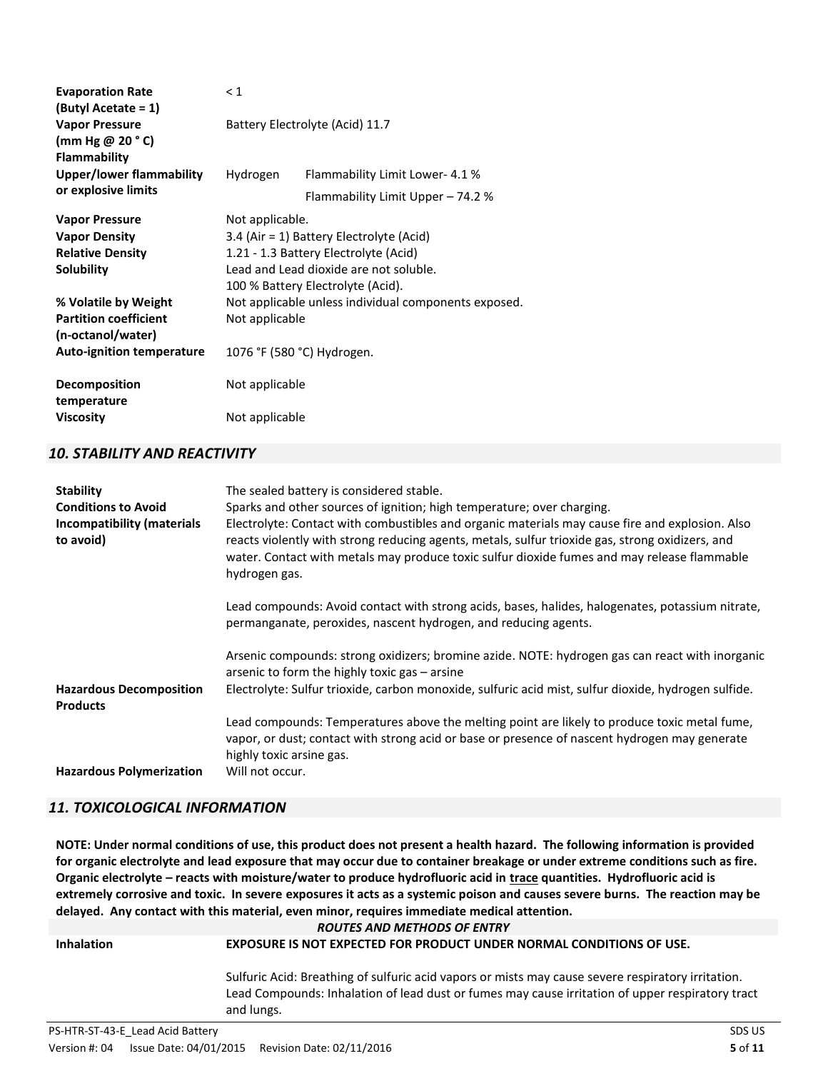| | | |
|---|---|---|
| **Evaporation Rate (Butyl Acetate = 1)** | < 1 | |
| **Vapor Pressure (mm Hg @ 20 ° C)** | Battery Electrolyte (Acid) 11.7 | |
| **Flammability** | | |
| **Upper/lower flammability or explosive limits** | Hydrogen | Flammability Limit Lower- 4.1 %<br>Flammability Limit Upper – 74.2 % |
| **Vapor Pressure** | Not applicable. | |
| **Vapor Density** | 3.4 (Air = 1) Battery Electrolyte (Acid) | |
| **Relative Density** | 1.21 - 1.3 Battery Electrolyte (Acid) | |
| **Solubility** | Lead and Lead dioxide are not soluble.<br>100 % Battery Electrolyte (Acid). | |
| **% Volatile by Weight** | Not applicable unless individual components exposed. | |
| **Partition coefficient (n-octanol/water)** | Not applicable | |
| **Auto-ignition temperature** | 1076 °F (580 °C) Hydrogen. | |
| **Decomposition temperature** | Not applicable | |
| **Viscosity** | Not applicable | |

## *10. STABILITY AND REACTIVITY*

| | |
|---|---|
| **Stability** | The sealed battery is considered stable. |
| **Conditions to Avoid** | Sparks and other sources of ignition; high temperature; over charging. |
| **Incompatibility (materials to avoid)** | Electrolyte: Contact with combustibles and organic materials may cause fire and explosion. Also reacts violently with strong reducing agents, metals, sulfur trioxide gas, strong oxidizers, and water. Contact with metals may produce toxic sulfur dioxide fumes and may release flammable hydrogen gas.<br><br>Lead compounds: Avoid contact with strong acids, bases, halides, halogenates, potassium nitrate, permanganate, peroxides, nascent hydrogen, and reducing agents.<br><br>Arsenic compounds: strong oxidizers; bromine azide. NOTE: hydrogen gas can react with inorganic arsenic to form the highly toxic gas – arsine |
| **Hazardous Decomposition Products** | Electrolyte: Sulfur trioxide, carbon monoxide, sulfuric acid mist, sulfur dioxide, hydrogen sulfide.<br><br>Lead compounds: Temperatures above the melting point are likely to produce toxic metal fume, vapor, or dust; contact with strong acid or base or presence of nascent hydrogen may generate highly toxic arsine gas. |
| **Hazardous Polymerization** | Will not occur. |

## *11. TOXICOLOGICAL INFORMATION*

**NOTE: Under normal conditions of use, this product does not present a health hazard. The following information is provided for organic electrolyte and lead exposure that may occur due to container breakage or under extreme conditions such as fire. Organic electrolyte – reacts with moisture/water to produce hydrofluoric acid in <u>trace</u> quantities. Hydrofluoric acid is extremely corrosive and toxic. In severe exposures it acts as a systemic poison and causes severe burns. The reaction may be delayed. Any contact with this material, even minor, requires immediate medical attention.**

***ROUTES AND METHODS OF ENTRY***

| | |
|---|---|
| **Inhalation** | **EXPOSURE IS NOT EXPECTED FOR PRODUCT UNDER NORMAL CONDITIONS OF USE.**<br><br>Sulfuric Acid: Breathing of sulfuric acid vapors or mists may cause severe respiratory irritation.<br>Lead Compounds: Inhalation of lead dust or fumes may cause irritation of upper respiratory tract and lungs. |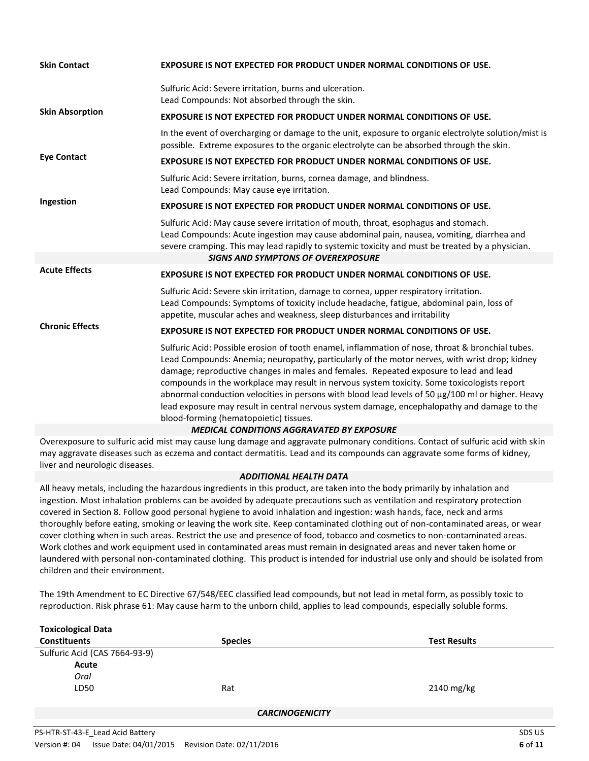**Skin Contact** **EXPOSURE IS NOT EXPECTED FOR PRODUCT UNDER NORMAL CONDITIONS OF USE.**

Sulfuric Acid: Severe irritation, burns and ulceration.
Lead Compounds: Not absorbed through the skin.

**Skin Absorption** **EXPOSURE IS NOT EXPECTED FOR PRODUCT UNDER NORMAL CONDITIONS OF USE.**

In the event of overcharging or damage to the unit, exposure to organic electrolyte solution/mist is possible. Extreme exposures to the organic electrolyte can be absorbed through the skin.

**Eye Contact** **EXPOSURE IS NOT EXPECTED FOR PRODUCT UNDER NORMAL CONDITIONS OF USE.**

Sulfuric Acid: Severe irritation, burns, cornea damage, and blindness.
Lead Compounds: May cause eye irritation.

**Ingestion** **EXPOSURE IS NOT EXPECTED FOR PRODUCT UNDER NORMAL CONDITIONS OF USE.**

Sulfuric Acid: May cause severe irritation of mouth, throat, esophagus and stomach.
Lead Compounds: Acute ingestion may cause abdominal pain, nausea, vomiting, diarrhea and severe cramping. This may lead rapidly to systemic toxicity and must be treated by a physician.

***SIGNS AND SYMPTONS OF OVEREXPOSURE***

**Acute Effects** **EXPOSURE IS NOT EXPECTED FOR PRODUCT UNDER NORMAL CONDITIONS OF USE.**

Sulfuric Acid: Severe skin irritation, damage to cornea, upper respiratory irritation.
Lead Compounds: Symptoms of toxicity include headache, fatigue, abdominal pain, loss of appetite, muscular aches and weakness, sleep disturbances and irritability

**Chronic Effects** **EXPOSURE IS NOT EXPECTED FOR PRODUCT UNDER NORMAL CONDITIONS OF USE.**

Sulfuric Acid: Possible erosion of tooth enamel, inflammation of nose, throat & bronchial tubes.
Lead Compounds: Anemia; neuropathy, particularly of the motor nerves, with wrist drop; kidney damage; reproductive changes in males and females. Repeated exposure to lead and lead compounds in the workplace may result in nervous system toxicity. Some toxicologists report abnormal conduction velocities in persons with blood lead levels of 50 µg/100 ml or higher. Heavy lead exposure may result in central nervous system damage, encephalopathy and damage to the blood-forming (hematopoietic) tissues.

***MEDICAL CONDITIONS AGGRAVATED BY EXPOSURE***

Overexposure to sulfuric acid mist may cause lung damage and aggravate pulmonary conditions. Contact of sulfuric acid with skin may aggravate diseases such as eczema and contact dermatitis. Lead and its compounds can aggravate some forms of kidney, liver and neurologic diseases.

***ADDITIONAL HEALTH DATA***

All heavy metals, including the hazardous ingredients in this product, are taken into the body primarily by inhalation and ingestion. Most inhalation problems can be avoided by adequate precautions such as ventilation and respiratory protection covered in Section 8. Follow good personal hygiene to avoid inhalation and ingestion: wash hands, face, neck and arms thoroughly before eating, smoking or leaving the work site. Keep contaminated clothing out of non-contaminated areas, or wear cover clothing when in such areas. Restrict the use and presence of food, tobacco and cosmetics to non-contaminated areas. Work clothes and work equipment used in contaminated areas must remain in designated areas and never taken home or laundered with personal non-contaminated clothing. This product is intended for industrial use only and should be isolated from children and their environment.

The 19th Amendment to EC Directive 67/548/EEC classified lead compounds, but not lead in metal form, as possibly toxic to reproduction. Risk phrase 61: May cause harm to the unborn child, applies to lead compounds, especially soluble forms.

**Toxicological Data**

| Constituents | Species | Test Results |
|---|---|---|
| Sulfuric Acid (CAS 7664-93-9) | | |
| **Acute** | | |
| *Oral* | | |
| LD50 | Rat | 2140 mg/kg |

***CARCINOGENICITY***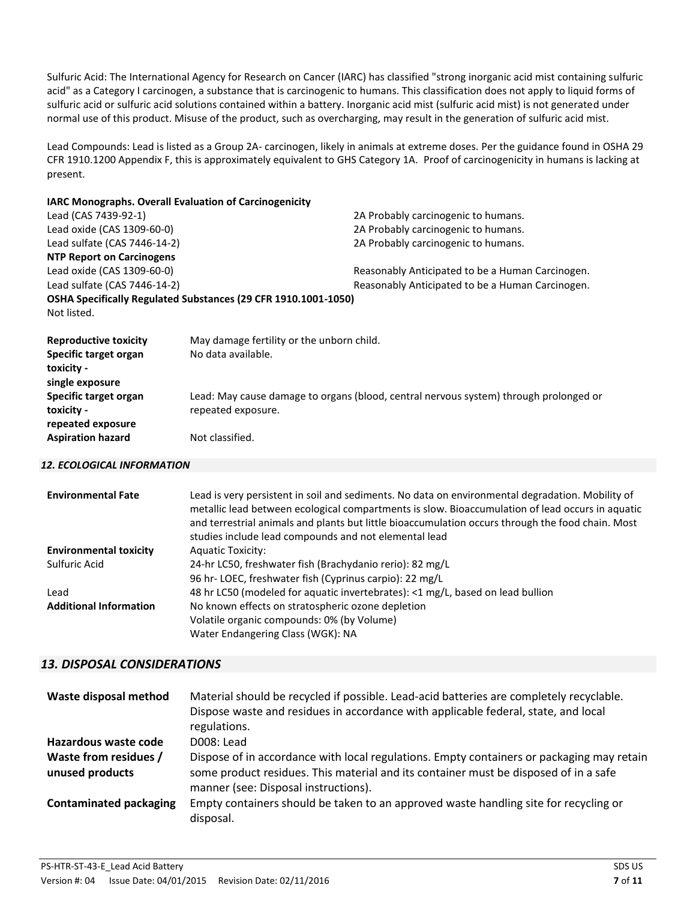Sulfuric Acid: The International Agency for Research on Cancer (IARC) has classified "strong inorganic acid mist containing sulfuric acid" as a Category I carcinogen, a substance that is carcinogenic to humans. This classification does not apply to liquid forms of sulfuric acid or sulfuric acid solutions contained within a battery. Inorganic acid mist (sulfuric acid mist) is not generated under normal use of this product. Misuse of the product, such as overcharging, may result in the generation of sulfuric acid mist.

Lead Compounds: Lead is listed as a Group 2A- carcinogen, likely in animals at extreme doses. Per the guidance found in OSHA 29 CFR 1910.1200 Appendix F, this is approximately equivalent to GHS Category 1A. Proof of carcinogenicity in humans is lacking at present.

**IARC Monographs. Overall Evaluation of Carcinogenicity**

| | |
|---|---|
| Lead (CAS 7439-92-1) | 2A Probably carcinogenic to humans. |
| Lead oxide (CAS 1309-60-0) | 2A Probably carcinogenic to humans. |
| Lead sulfate (CAS 7446-14-2) | 2A Probably carcinogenic to humans. |

**NTP Report on Carcinogens**

| | |
|---|---|
| Lead oxide (CAS 1309-60-0) | Reasonably Anticipated to be a Human Carcinogen. |
| Lead sulfate (CAS 7446-14-2) | Reasonably Anticipated to be a Human Carcinogen. |

**OSHA Specifically Regulated Substances (29 CFR 1910.1001-1050)**

Not listed.

| | |
|---|---|
| **Reproductive toxicity** | May damage fertility or the unborn child. |
| **Specific target organ toxicity - single exposure** | No data available. |
| **Specific target organ toxicity - repeated exposure** | Lead: May cause damage to organs (blood, central nervous system) through prolonged or repeated exposure. |
| **Aspiration hazard** | Not classified. |

## *12. ECOLOGICAL INFORMATION*

| | |
|---|---|
| **Environmental Fate** | Lead is very persistent in soil and sediments. No data on environmental degradation. Mobility of metallic lead between ecological compartments is slow. Bioaccumulation of lead occurs in aquatic and terrestrial animals and plants but little bioaccumulation occurs through the food chain. Most studies include lead compounds and not elemental lead |
| **Environmental toxicity** | Aquatic Toxicity: |
| Sulfuric Acid | 24-hr LC50, freshwater fish (Brachydanio rerio): 82 mg/L<br>96 hr- LOEC, freshwater fish (Cyprinus carpio): 22 mg/L |
| Lead | 48 hr LC50 (modeled for aquatic invertebrates): <1 mg/L, based on lead bullion |
| **Additional Information** | No known effects on stratospheric ozone depletion<br>Volatile organic compounds: 0% (by Volume)<br>Water Endangering Class (WGK): NA |

## *13. DISPOSAL CONSIDERATIONS*

| | |
|---|---|
| **Waste disposal method** | Material should be recycled if possible. Lead-acid batteries are completely recyclable. Dispose waste and residues in accordance with applicable federal, state, and local regulations. |
| **Hazardous waste code** | D008: Lead |
| **Waste from residues / unused products** | Dispose of in accordance with local regulations. Empty containers or packaging may retain some product residues. This material and its container must be disposed of in a safe manner (see: Disposal instructions). |
| **Contaminated packaging** | Empty containers should be taken to an approved waste handling site for recycling or disposal. |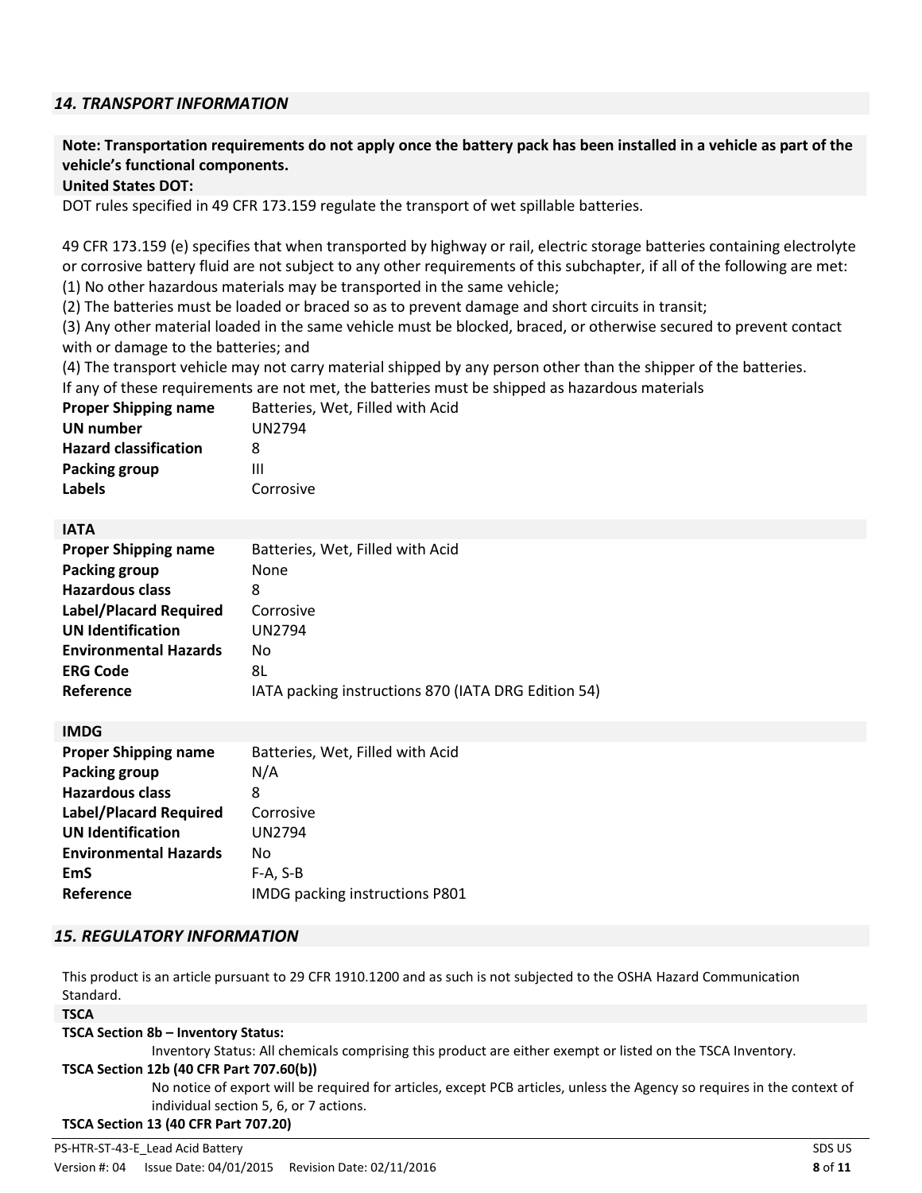## *14. TRANSPORT INFORMATION*

**Note: Transportation requirements do not apply once the battery pack has been installed in a vehicle as part of the vehicle's functional components.**

**United States DOT:**

DOT rules specified in 49 CFR 173.159 regulate the transport of wet spillable batteries.

49 CFR 173.159 (e) specifies that when transported by highway or rail, electric storage batteries containing electrolyte or corrosive battery fluid are not subject to any other requirements of this subchapter, if all of the following are met:

(1) No other hazardous materials may be transported in the same vehicle;
(2) The batteries must be loaded or braced so as to prevent damage and short circuits in transit;
(3) Any other material loaded in the same vehicle must be blocked, braced, or otherwise secured to prevent contact with or damage to the batteries; and
(4) The transport vehicle may not carry material shipped by any person other than the shipper of the batteries.

If any of these requirements are not met, the batteries must be shipped as hazardous materials

| | |
|---|---|
| **Proper Shipping name** | Batteries, Wet, Filled with Acid |
| **UN number** | UN2794 |
| **Hazard classification** | 8 |
| **Packing group** | III |
| **Labels** | Corrosive |

**IATA**

| | |
|---|---|
| **Proper Shipping name** | Batteries, Wet, Filled with Acid |
| **Packing group** | None |
| **Hazardous class** | 8 |
| **Label/Placard Required** | Corrosive |
| **UN Identification** | UN2794 |
| **Environmental Hazards** | No |
| **ERG Code** | 8L |
| **Reference** | IATA packing instructions 870 (IATA DRG Edition 54) |

**IMDG**

| | |
|---|---|
| **Proper Shipping name** | Batteries, Wet, Filled with Acid |
| **Packing group** | N/A |
| **Hazardous class** | 8 |
| **Label/Placard Required** | Corrosive |
| **UN Identification** | UN2794 |
| **Environmental Hazards** | No |
| **EmS** | F-A, S-B |
| **Reference** | IMDG packing instructions P801 |

## *15. REGULATORY INFORMATION*

This product is an article pursuant to 29 CFR 1910.1200 and as such is not subjected to the OSHA Hazard Communication Standard.

**TSCA**

**TSCA Section 8b – Inventory Status:**

Inventory Status: All chemicals comprising this product are either exempt or listed on the TSCA Inventory.

**TSCA Section 12b (40 CFR Part 707.60(b))**

No notice of export will be required for articles, except PCB articles, unless the Agency so requires in the context of individual section 5, 6, or 7 actions.

**TSCA Section 13 (40 CFR Part 707.20)**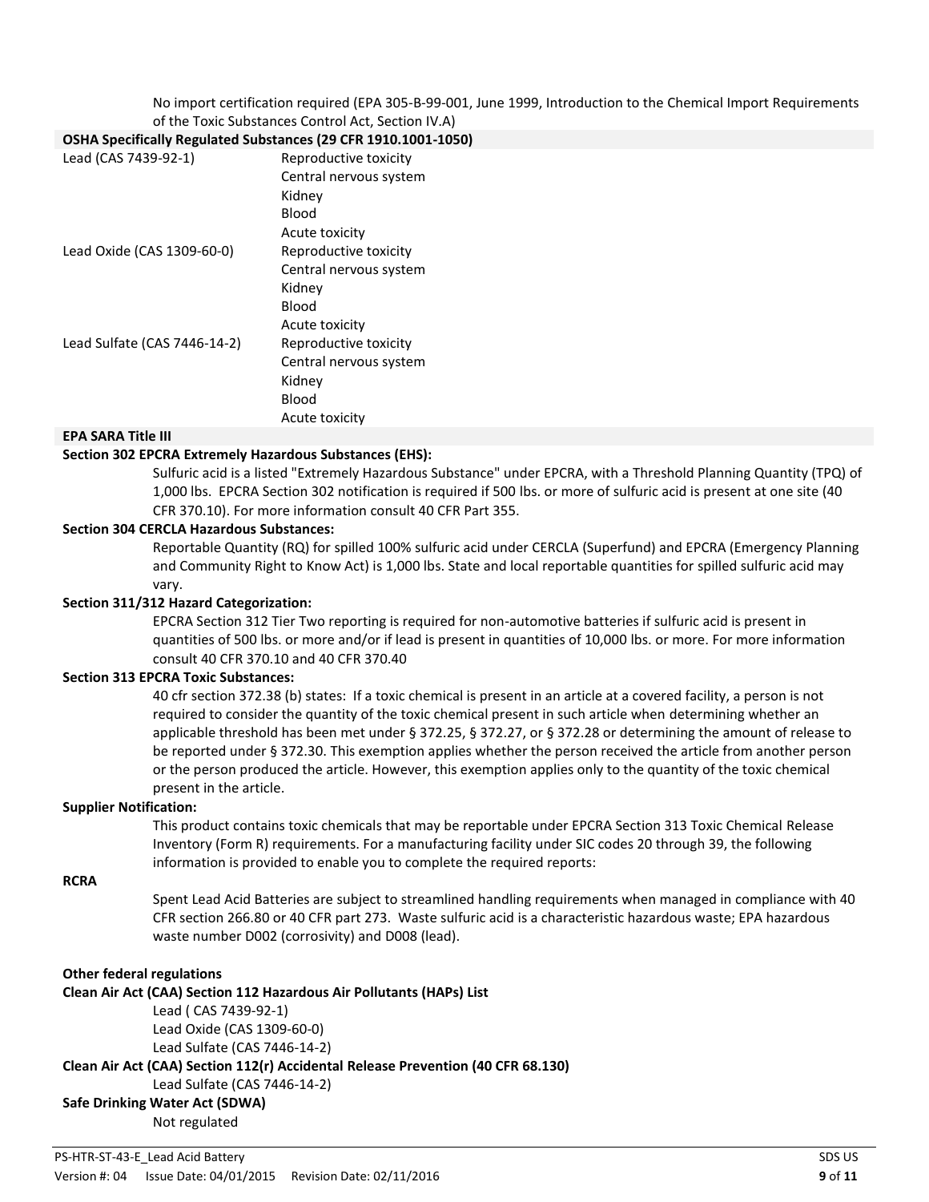No import certification required (EPA 305-B-99-001, June 1999, Introduction to the Chemical Import Requirements of the Toxic Substances Control Act, Section IV.A)

**OSHA Specifically Regulated Substances (29 CFR 1910.1001-1050)**

| Substance | Hazards |
|---|---|
| Lead (CAS 7439-92-1) | Reproductive toxicity<br>Central nervous system<br>Kidney<br>Blood<br>Acute toxicity |
| Lead Oxide (CAS 1309-60-0) | Reproductive toxicity<br>Central nervous system<br>Kidney<br>Blood<br>Acute toxicity |
| Lead Sulfate (CAS 7446-14-2) | Reproductive toxicity<br>Central nervous system<br>Kidney<br>Blood<br>Acute toxicity |

**EPA SARA Title III**

**Section 302 EPCRA Extremely Hazardous Substances (EHS):**

Sulfuric acid is a listed "Extremely Hazardous Substance" under EPCRA, with a Threshold Planning Quantity (TPQ) of 1,000 lbs. EPCRA Section 302 notification is required if 500 lbs. or more of sulfuric acid is present at one site (40 CFR 370.10). For more information consult 40 CFR Part 355.

**Section 304 CERCLA Hazardous Substances:**

Reportable Quantity (RQ) for spilled 100% sulfuric acid under CERCLA (Superfund) and EPCRA (Emergency Planning and Community Right to Know Act) is 1,000 lbs. State and local reportable quantities for spilled sulfuric acid may vary.

**Section 311/312 Hazard Categorization:**

EPCRA Section 312 Tier Two reporting is required for non-automotive batteries if sulfuric acid is present in quantities of 500 lbs. or more and/or if lead is present in quantities of 10,000 lbs. or more. For more information consult 40 CFR 370.10 and 40 CFR 370.40

**Section 313 EPCRA Toxic Substances:**

40 cfr section 372.38 (b) states: If a toxic chemical is present in an article at a covered facility, a person is not required to consider the quantity of the toxic chemical present in such article when determining whether an applicable threshold has been met under § 372.25, § 372.27, or § 372.28 or determining the amount of release to be reported under § 372.30. This exemption applies whether the person received the article from another person or the person produced the article. However, this exemption applies only to the quantity of the toxic chemical present in the article.

**Supplier Notification:**

This product contains toxic chemicals that may be reportable under EPCRA Section 313 Toxic Chemical Release Inventory (Form R) requirements. For a manufacturing facility under SIC codes 20 through 39, the following information is provided to enable you to complete the required reports:

**RCRA**

Spent Lead Acid Batteries are subject to streamlined handling requirements when managed in compliance with 40 CFR section 266.80 or 40 CFR part 273. Waste sulfuric acid is a characteristic hazardous waste; EPA hazardous waste number D002 (corrosivity) and D008 (lead).

**Other federal regulations**

**Clean Air Act (CAA) Section 112 Hazardous Air Pollutants (HAPs) List**

Lead ( CAS 7439-92-1)
Lead Oxide (CAS 1309-60-0)
Lead Sulfate (CAS 7446-14-2)

**Clean Air Act (CAA) Section 112(r) Accidental Release Prevention (40 CFR 68.130)**

Lead Sulfate (CAS 7446-14-2)

**Safe Drinking Water Act (SDWA)**

Not regulated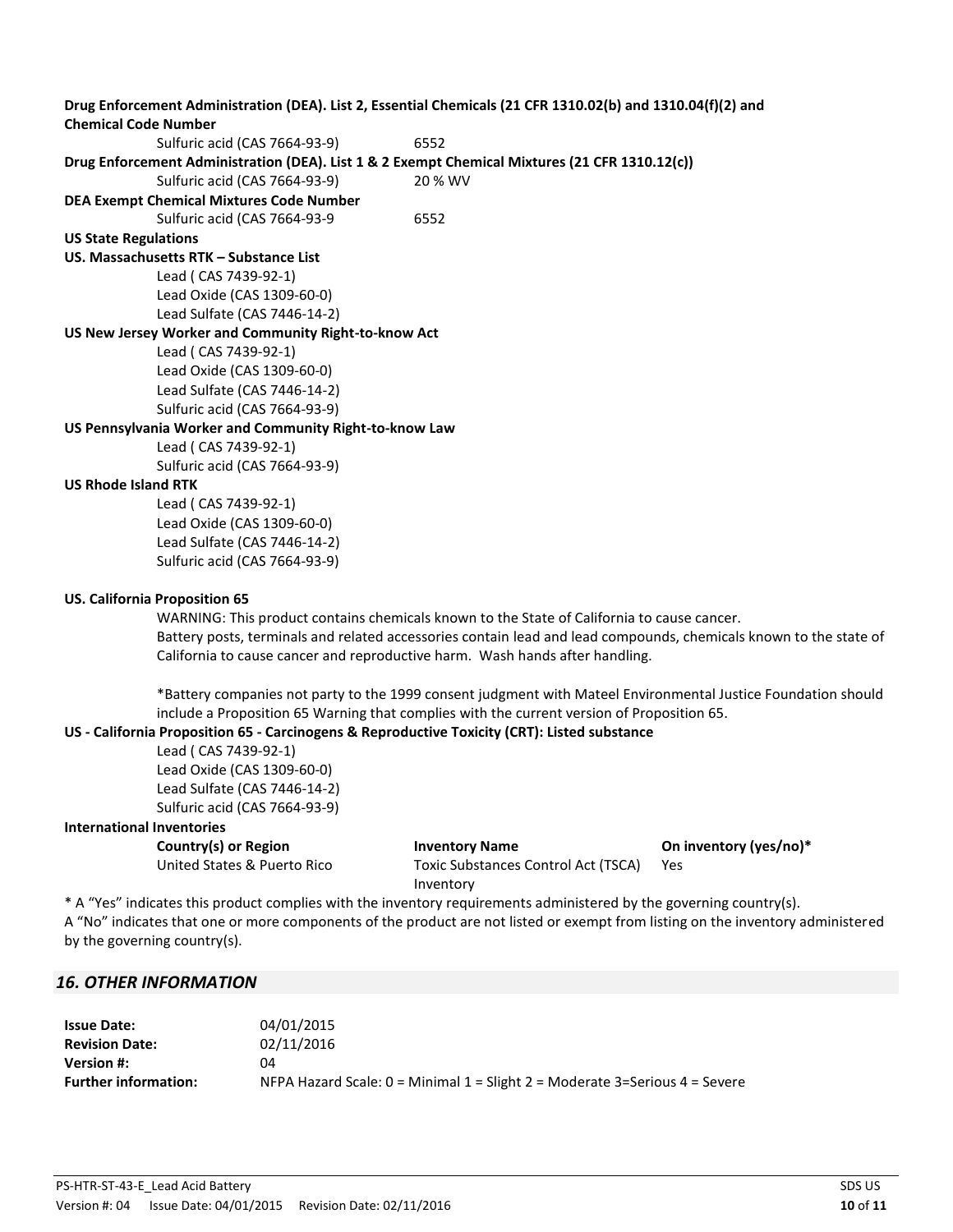**Drug Enforcement Administration (DEA). List 2, Essential Chemicals (21 CFR 1310.02(b) and 1310.04(f)(2) and Chemical Code Number**

| | |
|---|---|
| Sulfuric acid (CAS 7664-93-9) | 6552 |

**Drug Enforcement Administration (DEA). List 1 & 2 Exempt Chemical Mixtures (21 CFR 1310.12(c))**

| | |
|---|---|
| Sulfuric acid (CAS 7664-93-9) | 20 % WV |

**DEA Exempt Chemical Mixtures Code Number**

| | |
|---|---|
| Sulfuric acid (CAS 7664-93-9 | 6552 |

**US State Regulations**

**US. Massachusetts RTK – Substance List**

- Lead ( CAS 7439-92-1)
- Lead Oxide (CAS 1309-60-0)
- Lead Sulfate (CAS 7446-14-2)

**US New Jersey Worker and Community Right-to-know Act**

- Lead ( CAS 7439-92-1)
- Lead Oxide (CAS 1309-60-0)
- Lead Sulfate (CAS 7446-14-2)
- Sulfuric acid (CAS 7664-93-9)

**US Pennsylvania Worker and Community Right-to-know Law**

- Lead ( CAS 7439-92-1)
- Sulfuric acid (CAS 7664-93-9)

**US Rhode Island RTK**

- Lead ( CAS 7439-92-1)
- Lead Oxide (CAS 1309-60-0)
- Lead Sulfate (CAS 7446-14-2)
- Sulfuric acid (CAS 7664-93-9)

**US. California Proposition 65**

WARNING: This product contains chemicals known to the State of California to cause cancer. Battery posts, terminals and related accessories contain lead and lead compounds, chemicals known to the state of California to cause cancer and reproductive harm. Wash hands after handling.

*Battery companies not party to the 1999 consent judgment with Mateel Environmental Justice Foundation should include a Proposition 65 Warning that complies with the current version of Proposition 65.

**US - California Proposition 65 - Carcinogens & Reproductive Toxicity (CRT): Listed substance**

- Lead ( CAS 7439-92-1)
- Lead Oxide (CAS 1309-60-0)
- Lead Sulfate (CAS 7446-14-2)
- Sulfuric acid (CAS 7664-93-9)

**International Inventories**

| Country(s) or Region | Inventory Name | On inventory (yes/no)* |
|---|---|---|
| United States & Puerto Rico | Toxic Substances Control Act (TSCA) Inventory | Yes |

* A "Yes" indicates this product complies with the inventory requirements administered by the governing country(s).
A "No" indicates that one or more components of the product are not listed or exempt from listing on the inventory administered by the governing country(s).

## *16. OTHER INFORMATION*

| | |
|---|---|
| **Issue Date:** | 04/01/2015 |
| **Revision Date:** | 02/11/2016 |
| **Version #:** | 04 |
| **Further information:** | NFPA Hazard Scale: 0 = Minimal 1 = Slight 2 = Moderate 3=Serious 4 = Severe |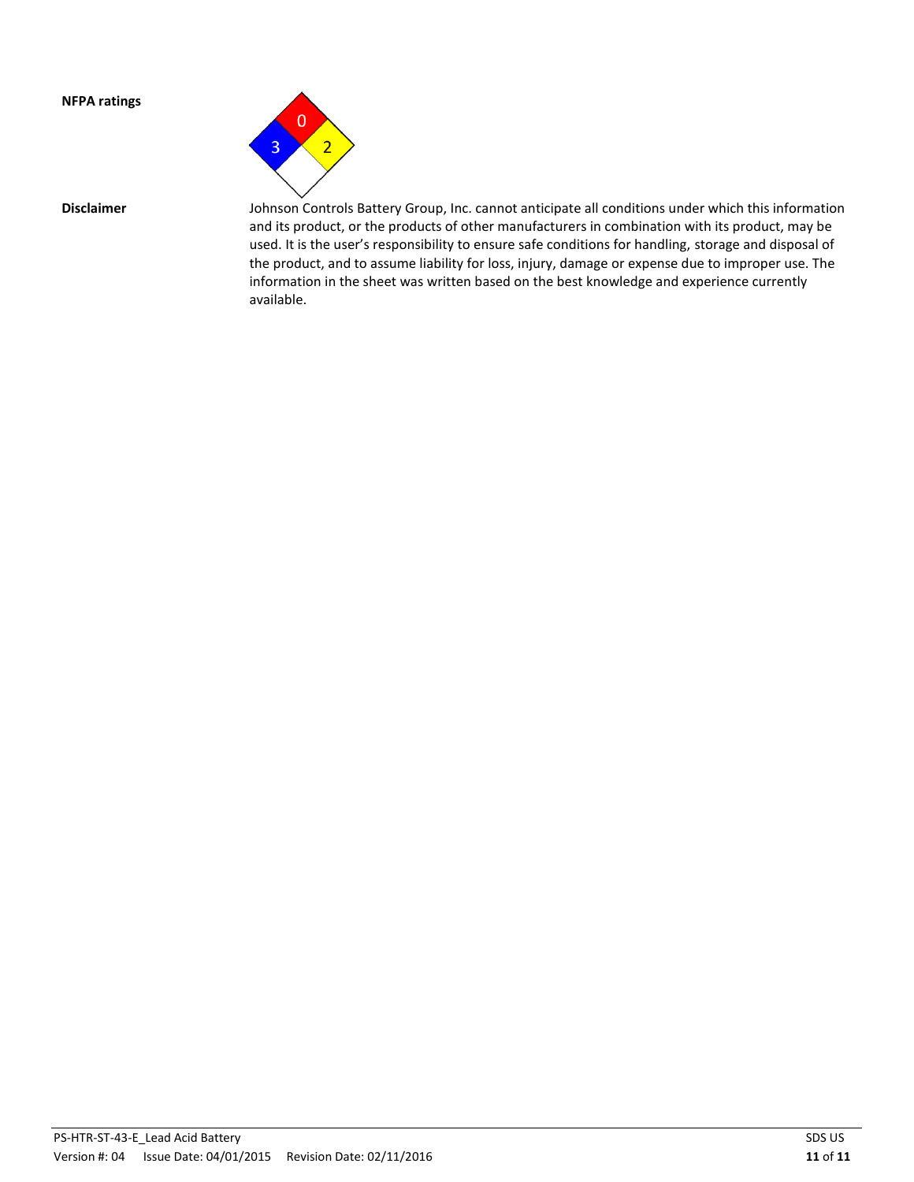**NFPA ratings**

0
3 2

**Disclaimer**

Johnson Controls Battery Group, Inc. cannot anticipate all conditions under which this information and its product, or the products of other manufacturers in combination with its product, may be used. It is the user's responsibility to ensure safe conditions for handling, storage and disposal of the product, and to assume liability for loss, injury, damage or expense due to improper use. The information in the sheet was written based on the best knowledge and experience currently available.